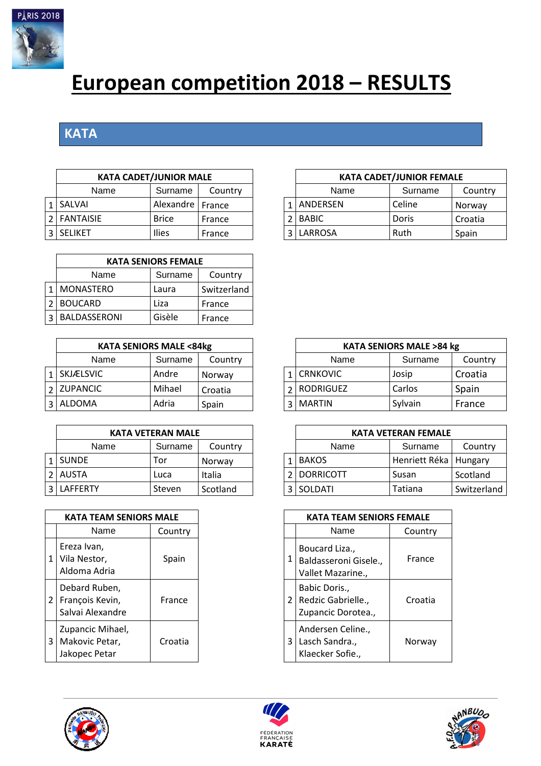# European competition 2018 – RESULTS

## KATA

| | KATA CADET/JUNIOR MALE | | |
|---|---|---|---|
| | Name | Surname | Country |
| 1 | SALVAI | Alexandre | France |
| 2 | FANTAISIE | Brice | France |
| 3 | SELIKET | Ilies | France |

| | KATA CADET/JUNIOR FEMALE | | |
|---|---|---|---|
| | Name | Surname | Country |
| 1 | ANDERSEN | Celine | Norway |
| 2 | BABIC | Doris | Croatia |
| 3 | LARROSA | Ruth | Spain |

| | KATA SENIORS FEMALE | | |
|---|---|---|---|
| | Name | Surname | Country |
| 1 | MONASTERO | Laura | Switzerland |
| 2 | BOUCARD | Liza | France |
| 3 | BALDASSERONI | Gisèle | France |

| | KATA SENIORS MALE <84kg | | |
|---|---|---|---|
| | Name | Surname | Country |
| 1 | SKJÆLSVIC | Andre | Norway |
| 2 | ZUPANCIC | Mihael | Croatia |
| 3 | ALDOMA | Adria | Spain |

| | KATA SENIORS MALE >84 kg | | |
|---|---|---|---|
| | Name | Surname | Country |
| 1 | CRNKOVIC | Josip | Croatia |
| 2 | RODRIGUEZ | Carlos | Spain |
| 3 | MARTIN | Sylvain | France |

| | KATA VETERAN MALE | | |
|---|---|---|---|
| | Name | Surname | Country |
| 1 | SUNDE | Tor | Norway |
| 2 | AUSTA | Luca | Italia |
| 3 | LAFFERTY | Steven | Scotland |

| | KATA VETERAN FEMALE | | |
|---|---|---|---|
| | Name | Surname | Country |
| 1 | BAKOS | Henriett Réka | Hungary |
| 2 | DORRICOTT | Susan | Scotland |
| 3 | SOLDATI | Tatiana | Switzerland |

| | KATA TEAM SENIORS MALE | |
|---|---|---|
| | Name | Country |
| 1 | Ereza Ivan, Vila Nestor, Aldoma Adria | Spain |
| 2 | Debard Ruben, François Kevin, Salvai Alexandre | France |
| 3 | Zupancic Mihael, Makovic Petar, Jakopec Petar | Croatia |

| | KATA TEAM SENIORS FEMALE | |
|---|---|---|
| | Name | Country |
| 1 | Boucard Liza., Baldasseroni Gisele., Vallet Mazarine., | France |
| 2 | Babic Doris., Redzic Gabrielle., Zupancic Dorotea., | Croatia |
| 3 | Andersen Celine., Lasch Sandra., Klaecker Sofie., | Norway |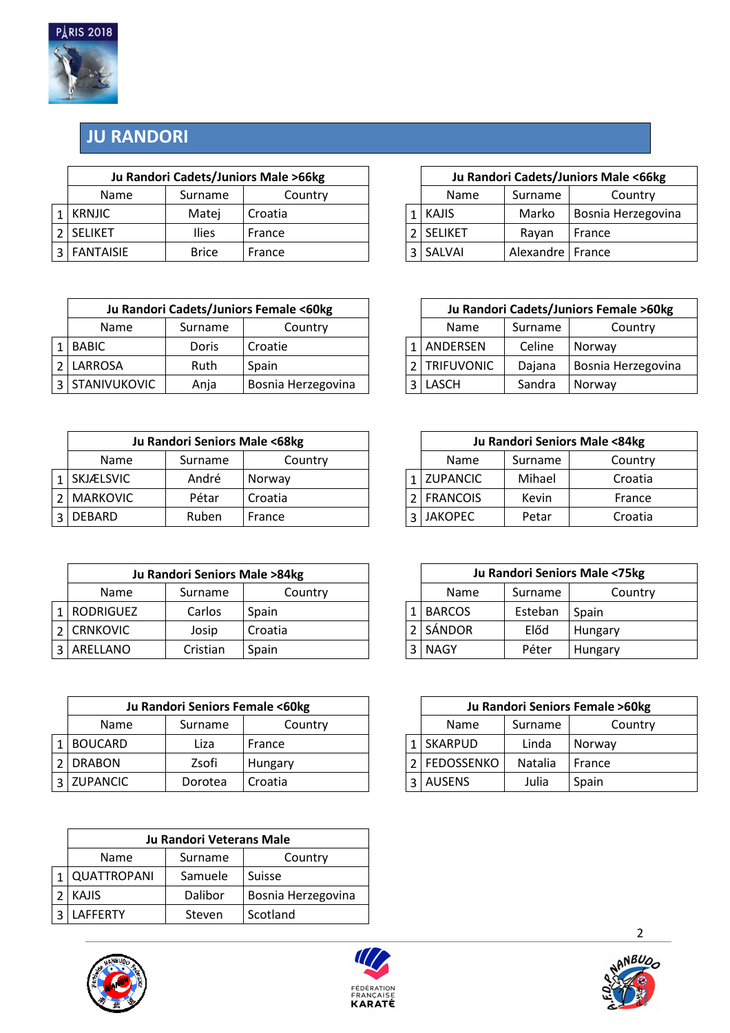# JU RANDORI

| | Ju Randori Cadets/Juniors Male >66kg | | |
|---|---|---|---|
| | Name | Surname | Country |
| 1 | KRNJIC | Matej | Croatia |
| 2 | SELIKET | Ilies | France |
| 3 | FANTAISIE | Brice | France |

| | Ju Randori Cadets/Juniors Male <66kg | | |
|---|---|---|---|
| | Name | Surname | Country |
| 1 | KAJIS | Marko | Bosnia Herzegovina |
| 2 | SELIKET | Rayan | France |
| 3 | SALVAI | Alexandre | France |

| | Ju Randori Cadets/Juniors Female <60kg | | |
|---|---|---|---|
| | Name | Surname | Country |
| 1 | BABIC | Doris | Croatie |
| 2 | LARROSA | Ruth | Spain |
| 3 | STANIVUKOVIC | Anja | Bosnia Herzegovina |

| | Ju Randori Cadets/Juniors Female >60kg | | |
|---|---|---|---|
| | Name | Surname | Country |
| 1 | ANDERSEN | Celine | Norway |
| 2 | TRIFUVONIC | Dajana | Bosnia Herzegovina |
| 3 | LASCH | Sandra | Norway |

| | Ju Randori Seniors Male <68kg | | |
|---|---|---|---|
| | Name | Surname | Country |
| 1 | SKJÆLSVIC | André | Norway |
| 2 | MARKOVIC | Pétar | Croatia |
| 3 | DEBARD | Ruben | France |

| | Ju Randori Seniors Male <84kg | | |
|---|---|---|---|
| | Name | Surname | Country |
| 1 | ZUPANCIC | Mihael | Croatia |
| 2 | FRANCOIS | Kevin | France |
| 3 | JAKOPEC | Petar | Croatia |

| | Ju Randori Seniors Male >84kg | | |
|---|---|---|---|
| | Name | Surname | Country |
| 1 | RODRIGUEZ | Carlos | Spain |
| 2 | CRNKOVIC | Josip | Croatia |
| 3 | ARELLANO | Cristian | Spain |

| | Ju Randori Seniors Male <75kg | | |
|---|---|---|---|
| | Name | Surname | Country |
| 1 | BARCOS | Esteban | Spain |
| 2 | SÁNDOR | Előd | Hungary |
| 3 | NAGY | Péter | Hungary |

| | Ju Randori Seniors Female <60kg | | |
|---|---|---|---|
| | Name | Surname | Country |
| 1 | BOUCARD | Liza | France |
| 2 | DRABON | Zsofi | Hungary |
| 3 | ZUPANCIC | Dorotea | Croatia |

| | Ju Randori Seniors Female >60kg | | |
|---|---|---|---|
| | Name | Surname | Country |
| 1 | SKARPUD | Linda | Norway |
| 2 | FEDOSSENKO | Natalia | France |
| 3 | AUSENS | Julia | Spain |

| | Ju Randori Veterans Male | | |
|---|---|---|---|
| | Name | Surname | Country |
| 1 | QUATTROPANI | Samuele | Suisse |
| 2 | KAJIS | Dalibor | Bosnia Herzegovina |
| 3 | LAFFERTY | Steven | Scotland |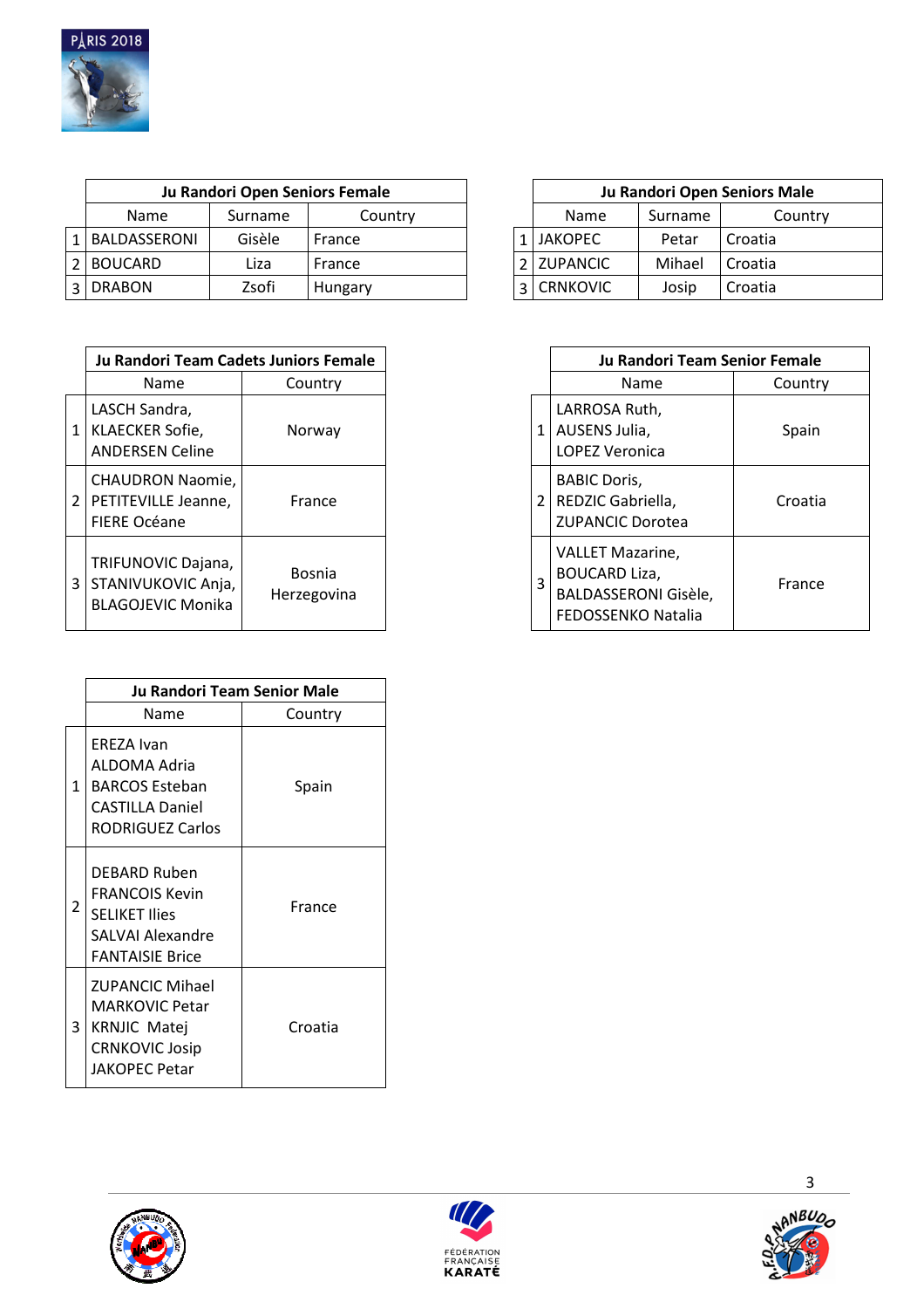| | Ju Randori Open Seniors Female | | |
|---|---|---|---|
| | Name | Surname | Country |
| 1 | BALDASSERONI | Gisèle | France |
| 2 | BOUCARD | Liza | France |
| 3 | DRABON | Zsofi | Hungary |

| | Ju Randori Open Seniors Male | | |
|---|---|---|---|
| | Name | Surname | Country |
| 1 | JAKOPEC | Petar | Croatia |
| 2 | ZUPANCIC | Mihael | Croatia |
| 3 | CRNKOVIC | Josip | Croatia |

| | Ju Randori Team Cadets Juniors Female | |
|---|---|---|
| | Name | Country |
| 1 | LASCH Sandra, KLAECKER Sofie, ANDERSEN Celine | Norway |
| 2 | CHAUDRON Naomie, PETITEVILLE Jeanne, FIERE Océane | France |
| 3 | TRIFUNOVIC Dajana, STANIVUKOVIC Anja, BLAGOJEVIC Monika | Bosnia Herzegovina |

| | Ju Randori Team Senior Female | |
|---|---|---|
| | Name | Country |
| 1 | LARROSA Ruth, AUSENS Julia, LOPEZ Veronica | Spain |
| 2 | BABIC Doris, REDZIC Gabriella, ZUPANCIC Dorotea | Croatia |
| 3 | VALLET Mazarine, BOUCARD Liza, BALDASSERONI Gisèle, FEDOSSENKO Natalia | France |

| | Ju Randori Team Senior Male | |
|---|---|---|
| | Name | Country |
| 1 | EREZA Ivan ALDOMA Adria BARCOS Esteban CASTILLA Daniel RODRIGUEZ Carlos | Spain |
| 2 | DEBARD Ruben FRANCOIS Kevin SELIKET Ilies SALVAI Alexandre FANTAISIE Brice | France |
| 3 | ZUPANCIC Mihael MARKOVIC Petar KRNJIC Matej CRNKOVIC Josip JAKOPEC Petar | Croatia |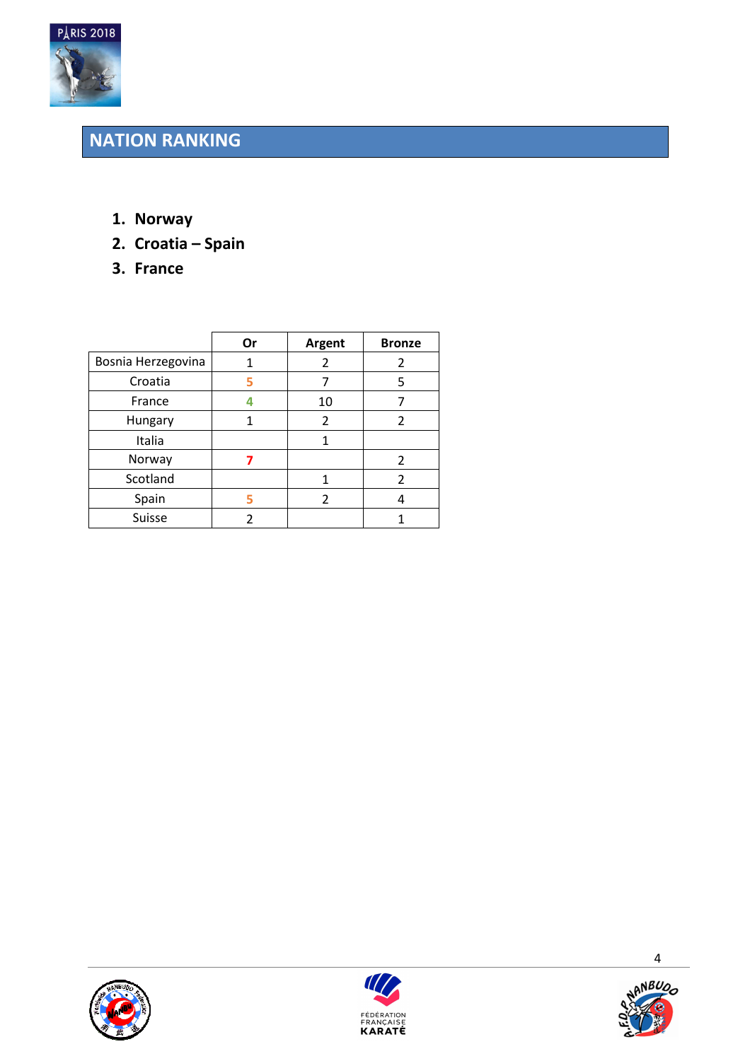## NATION RANKING

1. **Norway**
2. **Croatia – Spain**
3. **France**

| | Or | Argent | Bronze |
|---|---|---|---|
| Bosnia Herzegovina | 1 | 2 | 2 |
| Croatia | 5 | 7 | 5 |
| France | 4 | 10 | 7 |
| Hungary | 1 | 2 | 2 |
| Italia | | 1 | |
| Norway | 7 | | 2 |
| Scotland | | 1 | 2 |
| Spain | 5 | 2 | 4 |
| Suisse | 2 | | 1 |